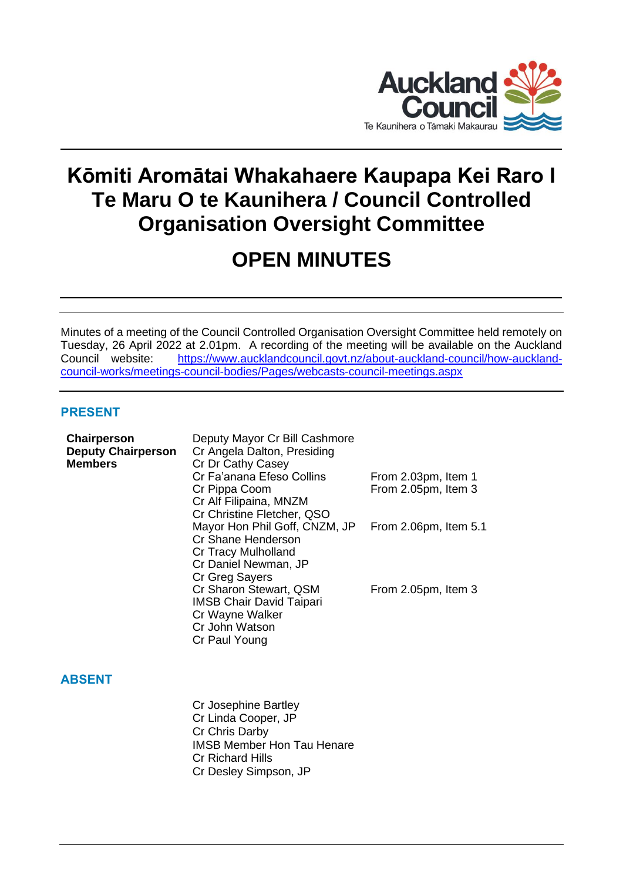# Kōmiti Aromātai Whakahaere Kaupapa Kei Raro I Te Maru O te Kaunihera / Council Controlled Organisation Oversight Committee

# OPEN MINUTES

Minutes of a meeting of the Council Controlled Organisation Oversight Committee held remotely on Tuesday, 26 April 2022 at 2.01pm. A recording of the meeting will be available on the Auckland Council website: [https://www.aucklandcouncil.govt.nz/about-auckland-council/how-auckland-council-works/meetings-council-bodies/Pages/webcasts-council-meetings.aspx](https://www.aucklandcouncil.govt.nz/about-auckland-council/how-auckland-council-works/meetings-council-bodies/Pages/webcasts-council-meetings.aspx)

## PRESENT

| | | |
|---|---|---|
| **Chairperson** | Deputy Mayor Cr Bill Cashmore | |
| **Deputy Chairperson** | Cr Angela Dalton, Presiding | |
| **Members** | Cr Dr Cathy Casey | |
| | Cr Fa'anana Efeso Collins | From 2.03pm, Item 1 |
| | Cr Pippa Coom | From 2.05pm, Item 3 |
| | Cr Alf Filipaina, MNZM | |
| | Cr Christine Fletcher, QSO | |
| | Mayor Hon Phil Goff, CNZM, JP | From 2.06pm, Item 5.1 |
| | Cr Shane Henderson | |
| | Cr Tracy Mulholland | |
| | Cr Daniel Newman, JP | |
| | Cr Greg Sayers | |
| | Cr Sharon Stewart, QSM | From 2.05pm, Item 3 |
| | IMSB Chair David Taipari | |
| | Cr Wayne Walker | |
| | Cr John Watson | |
| | Cr Paul Young | |

## ABSENT

Cr Josephine Bartley
Cr Linda Cooper, JP
Cr Chris Darby
IMSB Member Hon Tau Henare
Cr Richard Hills
Cr Desley Simpson, JP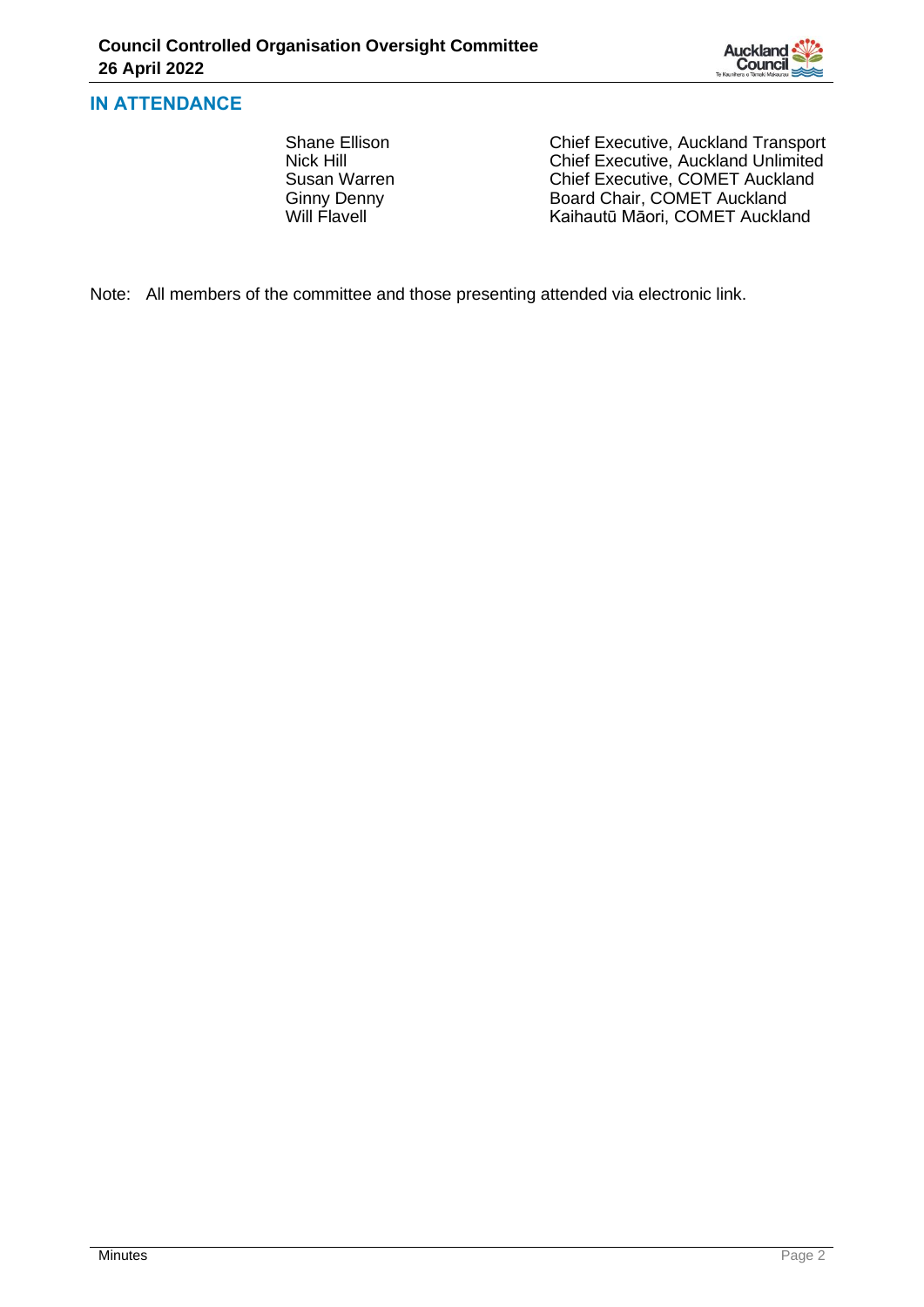## IN ATTENDANCE

| | |
|---|---|
| Shane Ellison | Chief Executive, Auckland Transport |
| Nick Hill | Chief Executive, Auckland Unlimited |
| Susan Warren | Chief Executive, COMET Auckland |
| Ginny Denny | Board Chair, COMET Auckland |
| Will Flavell | Kaihautū Māori, COMET Auckland |

Note: All members of the committee and those presenting attended via electronic link.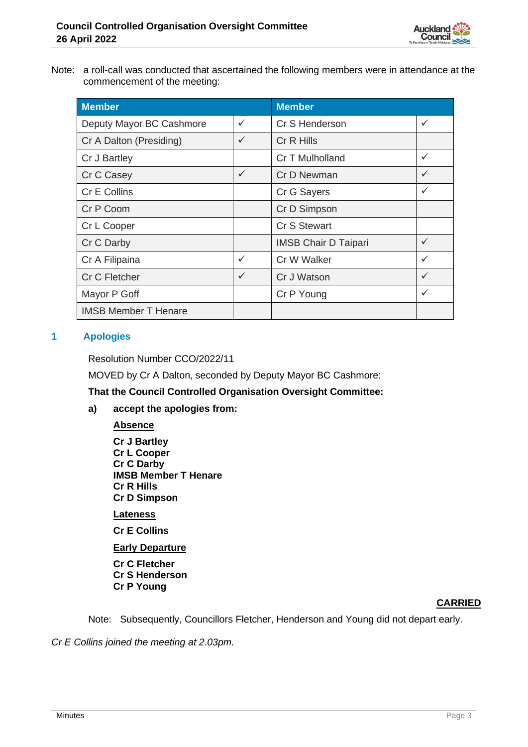Note: a roll-call was conducted that ascertained the following members were in attendance at the commencement of the meeting:

| Member | | Member | |
|---|---|---|---|
| Deputy Mayor BC Cashmore | ✓ | Cr S Henderson | ✓ |
| Cr A Dalton (Presiding) | ✓ | Cr R Hills | |
| Cr J Bartley | | Cr T Mulholland | ✓ |
| Cr C Casey | ✓ | Cr D Newman | ✓ |
| Cr E Collins | | Cr G Sayers | ✓ |
| Cr P Coom | | Cr D Simpson | |
| Cr L Cooper | | Cr S Stewart | |
| Cr C Darby | | IMSB Chair D Taipari | ✓ |
| Cr A Filipaina | ✓ | Cr W Walker | ✓ |
| Cr C Fletcher | ✓ | Cr J Watson | ✓ |
| Mayor P Goff | | Cr P Young | ✓ |
| IMSB Member T Henare | | | |

## 1 Apologies

Resolution Number CCO/2022/11

MOVED by Cr A Dalton, seconded by Deputy Mayor BC Cashmore:

**That the Council Controlled Organisation Oversight Committee:**

**a) accept the apologies from:**

**Absence**

**Cr J Bartley**
**Cr L Cooper**
**Cr C Darby**
**IMSB Member T Henare**
**Cr R Hills**
**Cr D Simpson**

**Lateness**

**Cr E Collins**

**Early Departure**

**Cr C Fletcher**
**Cr S Henderson**
**Cr P Young**

**CARRIED**

Note: Subsequently, Councillors Fletcher, Henderson and Young did not depart early.

*Cr E Collins joined the meeting at 2.03pm.*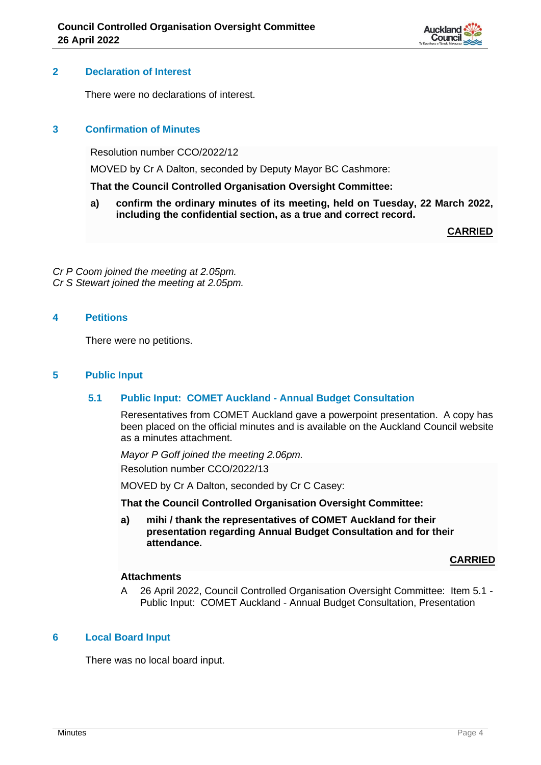## 2 Declaration of Interest

There were no declarations of interest.

## 3 Confirmation of Minutes

Resolution number CCO/2022/12

MOVED by Cr A Dalton, seconded by Deputy Mayor BC Cashmore:

**That the Council Controlled Organisation Oversight Committee:**

**a) confirm the ordinary minutes of its meeting, held on Tuesday, 22 March 2022, including the confidential section, as a true and correct record.**

**CARRIED**

*Cr P Coom joined the meeting at 2.05pm.*
*Cr S Stewart joined the meeting at 2.05pm.*

## 4 Petitions

There were no petitions.

## 5 Public Input

### 5.1 Public Input: COMET Auckland - Annual Budget Consultation

Reresentatives from COMET Auckland gave a powerpoint presentation. A copy has been placed on the official minutes and is available on the Auckland Council website as a minutes attachment.

*Mayor P Goff joined the meeting 2.06pm.*

Resolution number CCO/2022/13

MOVED by Cr A Dalton, seconded by Cr C Casey:

**That the Council Controlled Organisation Oversight Committee:**

**a) mihi / thank the representatives of COMET Auckland for their presentation regarding Annual Budget Consultation and for their attendance.**

**CARRIED**

**Attachments**

A 26 April 2022, Council Controlled Organisation Oversight Committee: Item 5.1 - Public Input: COMET Auckland - Annual Budget Consultation, Presentation

## 6 Local Board Input

There was no local board input.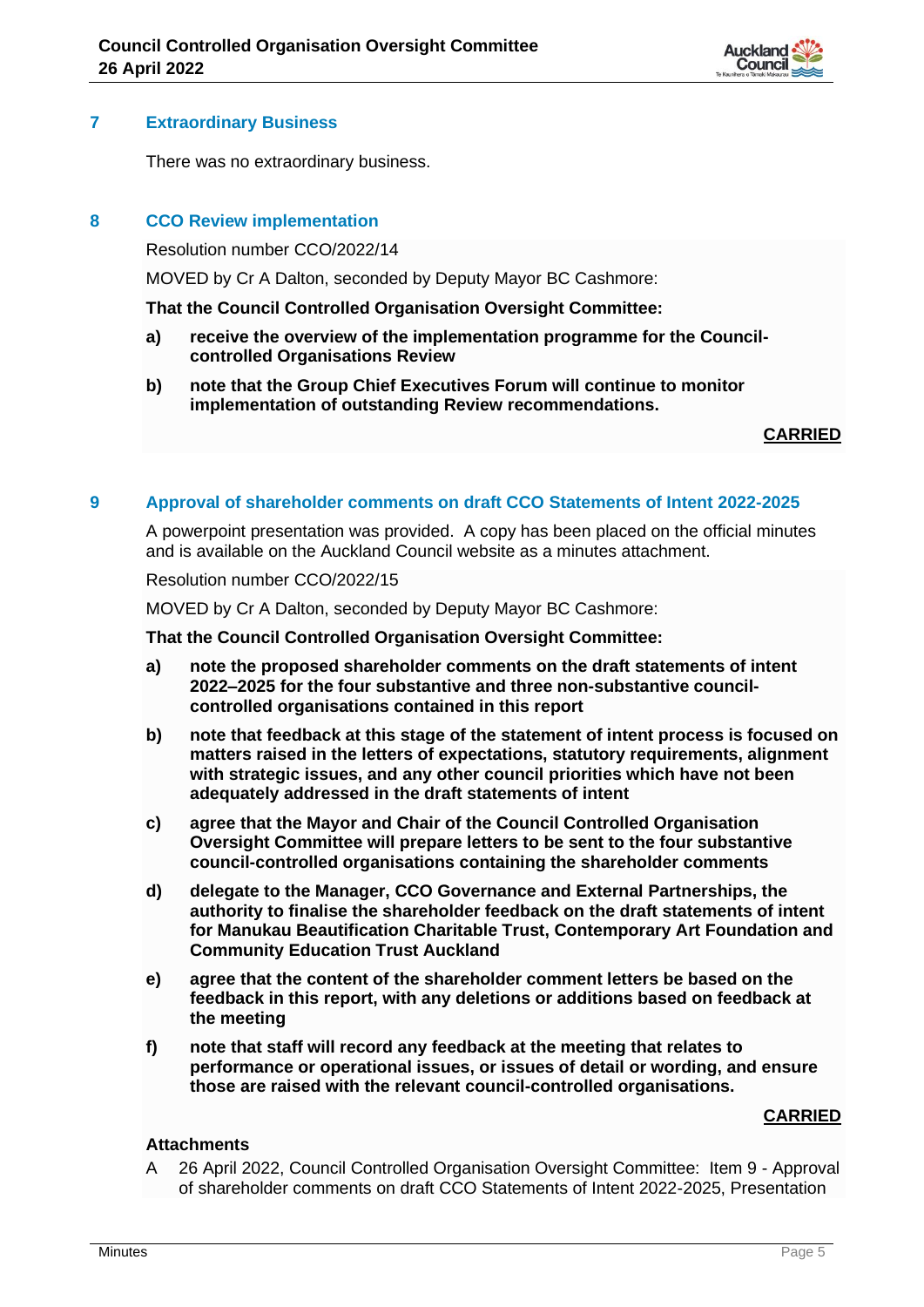## 7 Extraordinary Business

There was no extraordinary business.

## 8 CCO Review implementation

Resolution number CCO/2022/14

MOVED by Cr A Dalton, seconded by Deputy Mayor BC Cashmore:

**That the Council Controlled Organisation Oversight Committee:**

**a) receive the overview of the implementation programme for the Council-controlled Organisations Review**

**b) note that the Group Chief Executives Forum will continue to monitor implementation of outstanding Review recommendations.**

**CARRIED**

## 9 Approval of shareholder comments on draft CCO Statements of Intent 2022-2025

A powerpoint presentation was provided. A copy has been placed on the official minutes and is available on the Auckland Council website as a minutes attachment.

Resolution number CCO/2022/15

MOVED by Cr A Dalton, seconded by Deputy Mayor BC Cashmore:

**That the Council Controlled Organisation Oversight Committee:**

**a) note the proposed shareholder comments on the draft statements of intent 2022–2025 for the four substantive and three non-substantive council-controlled organisations contained in this report**

**b) note that feedback at this stage of the statement of intent process is focused on matters raised in the letters of expectations, statutory requirements, alignment with strategic issues, and any other council priorities which have not been adequately addressed in the draft statements of intent**

**c) agree that the Mayor and Chair of the Council Controlled Organisation Oversight Committee will prepare letters to be sent to the four substantive council-controlled organisations containing the shareholder comments**

**d) delegate to the Manager, CCO Governance and External Partnerships, the authority to finalise the shareholder feedback on the draft statements of intent for Manukau Beautification Charitable Trust, Contemporary Art Foundation and Community Education Trust Auckland**

**e) agree that the content of the shareholder comment letters be based on the feedback in this report, with any deletions or additions based on feedback at the meeting**

**f) note that staff will record any feedback at the meeting that relates to performance or operational issues, or issues of detail or wording, and ensure those are raised with the relevant council-controlled organisations.**

**CARRIED**

**Attachments**

A 26 April 2022, Council Controlled Organisation Oversight Committee: Item 9 - Approval of shareholder comments on draft CCO Statements of Intent 2022-2025, Presentation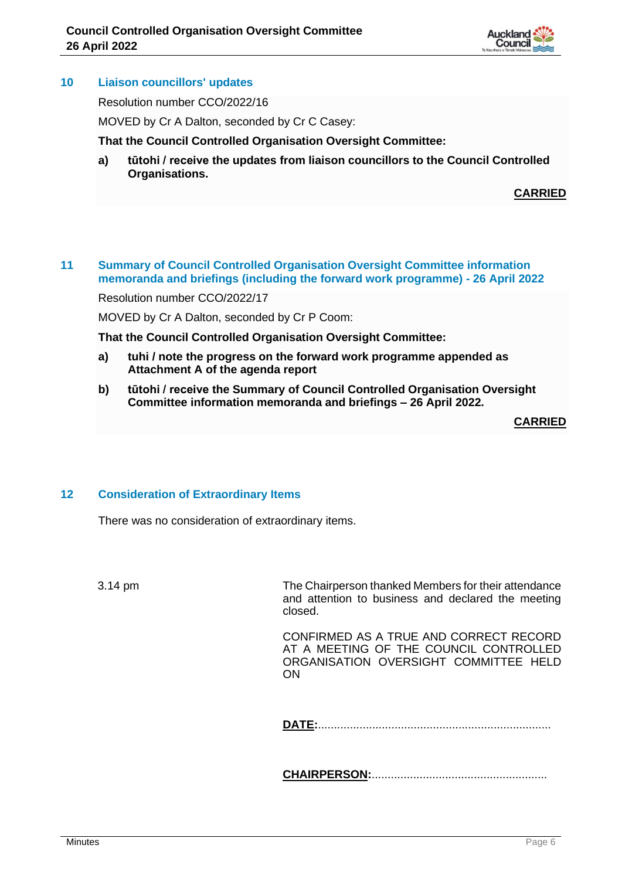## 10 Liaison councillors' updates

Resolution number CCO/2022/16

MOVED by Cr A Dalton, seconded by Cr C Casey:

**That the Council Controlled Organisation Oversight Committee:**

**a) tūtohi / receive the updates from liaison councillors to the Council Controlled Organisations.**

**CARRIED**

## 11 Summary of Council Controlled Organisation Oversight Committee information memoranda and briefings (including the forward work programme) - 26 April 2022

Resolution number CCO/2022/17

MOVED by Cr A Dalton, seconded by Cr P Coom:

**That the Council Controlled Organisation Oversight Committee:**

**a) tuhi / note the progress on the forward work programme appended as Attachment A of the agenda report**

**b) tūtohi / receive the Summary of Council Controlled Organisation Oversight Committee information memoranda and briefings – 26 April 2022.**

**CARRIED**

## 12 Consideration of Extraordinary Items

There was no consideration of extraordinary items.

3.14 pm

The Chairperson thanked Members for their attendance and attention to business and declared the meeting closed.

CONFIRMED AS A TRUE AND CORRECT RECORD AT A MEETING OF THE COUNCIL CONTROLLED ORGANISATION OVERSIGHT COMMITTEE HELD ON

**DATE:**.........................................................................

**CHAIRPERSON:**.......................................................